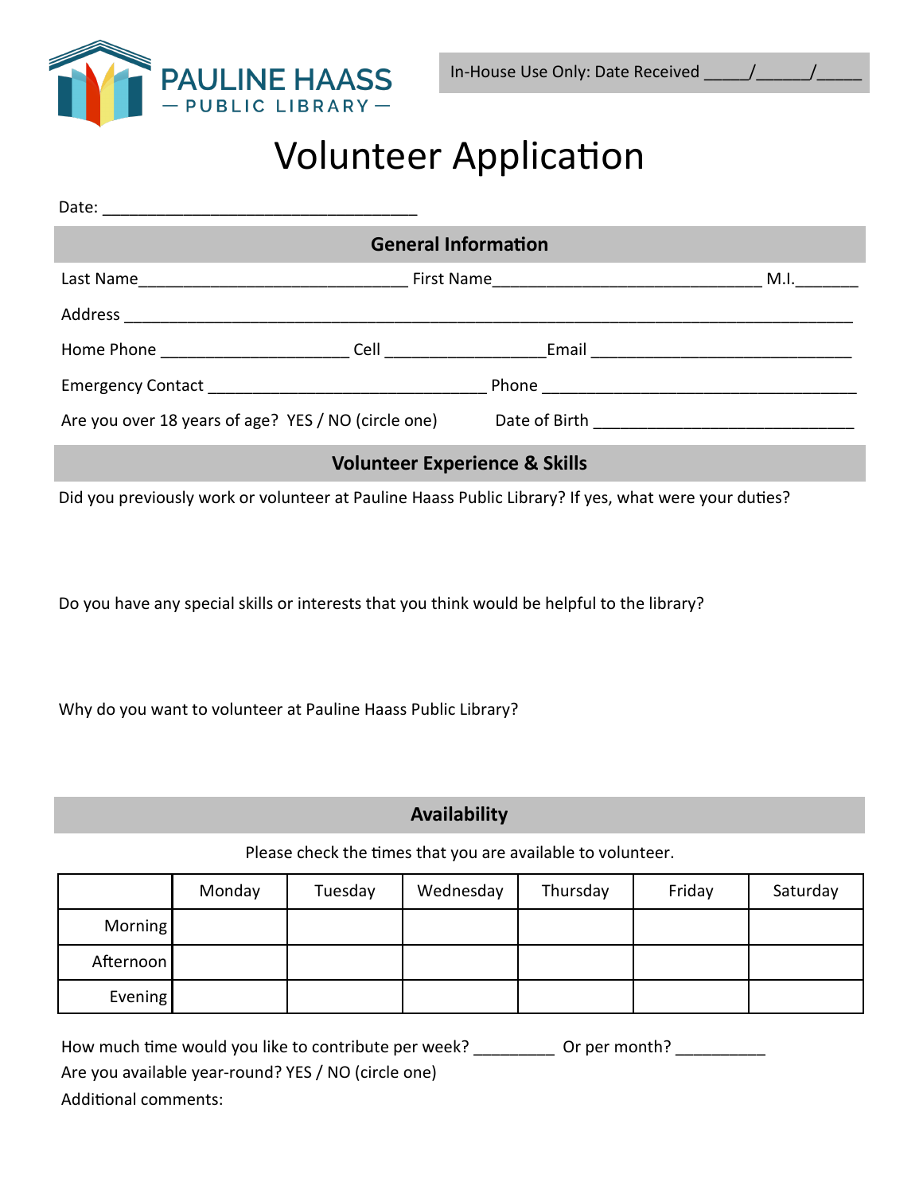**PAULINE HAASS**
— PUBLIC LIBRARY —

In-House Use Only: Date Received _____/______/_____

# Volunteer Application

Date: ___________________________________

## General Information

Last Name______________________________ First Name______________________________ M.I._______

Address _________________________________________________________________________________

Home Phone _____________________ Cell _________________Email _____________________________

Emergency Contact _______________________________ Phone ___________________________________

Are you over 18 years of age? YES / NO (circle one) Date of Birth _____________________________

## Volunteer Experience & Skills

Did you previously work or volunteer at Pauline Haass Public Library? If yes, what were your duties?

Do you have any special skills or interests that you think would be helpful to the library?

Why do you want to volunteer at Pauline Haass Public Library?

## Availability

Please check the times that you are available to volunteer.

| | Monday | Tuesday | Wednesday | Thursday | Friday | Saturday |
|---|---|---|---|---|---|---|
| Morning | | | | | | |
| Afternoon | | | | | | |
| Evening | | | | | | |

How much time would you like to contribute per week? _________ Or per month? __________

Are you available year-round? YES / NO (circle one)

Additional comments: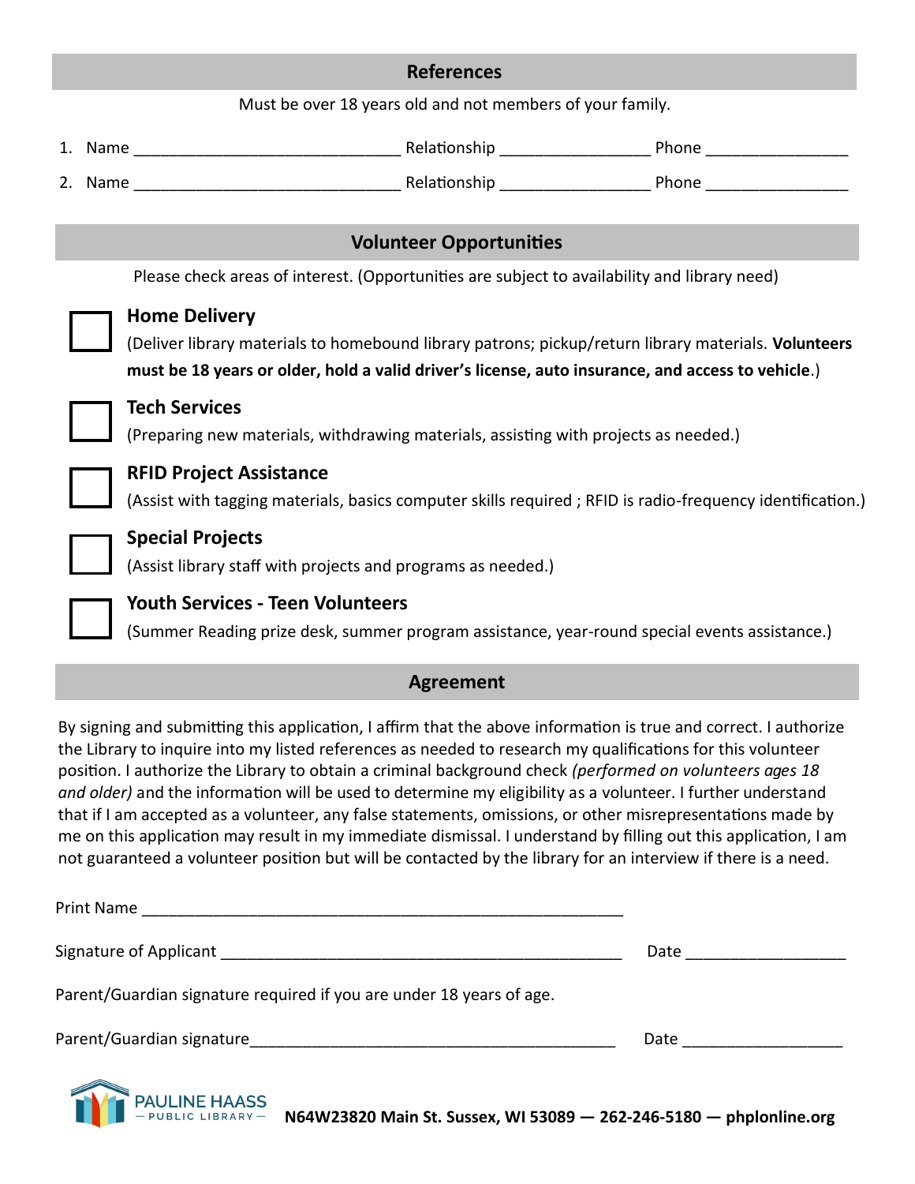## References

Must be over 18 years old and not members of your family.

1. Name ______________________________ Relationship ________________ Phone ________________
2. Name ______________________________ Relationship ________________ Phone ________________

## Volunteer Opportunities

Please check areas of interest. (Opportunities are subject to availability and library need)

- [ ] **Home Delivery**
  (Deliver library materials to homebound library patrons; pickup/return library materials. **Volunteers must be 18 years or older, hold a valid driver's license, auto insurance, and access to vehicle**.)

- [ ] **Tech Services**
  (Preparing new materials, withdrawing materials, assisting with projects as needed.)

- [ ] **RFID Project Assistance**
  (Assist with tagging materials, basics computer skills required ; RFID is radio-frequency identification.)

- [ ] **Special Projects**
  (Assist library staff with projects and programs as needed.)

- [ ] **Youth Services - Teen Volunteers**
  (Summer Reading prize desk, summer program assistance, year-round special events assistance.)

## Agreement

By signing and submitting this application, I affirm that the above information is true and correct. I authorize the Library to inquire into my listed references as needed to research my qualifications for this volunteer position. I authorize the Library to obtain a criminal background check *(performed on volunteers ages 18 and older)* and the information will be used to determine my eligibility as a volunteer. I further understand that if I am accepted as a volunteer, any false statements, omissions, or other misrepresentations made by me on this application may result in my immediate dismissal. I understand by filling out this application, I am not guaranteed a volunteer position but will be contacted by the library for an interview if there is a need.

Print Name ________________________________________________________

Signature of Applicant ______________________________________________ Date _________________

Parent/Guardian signature required if you are under 18 years of age.

Parent/Guardian signature__________________________________________ Date _________________

PAULINE HAASS — PUBLIC LIBRARY —

**N64W23820 Main St. Sussex, WI 53089 — 262-246-5180 — phplonline.org**